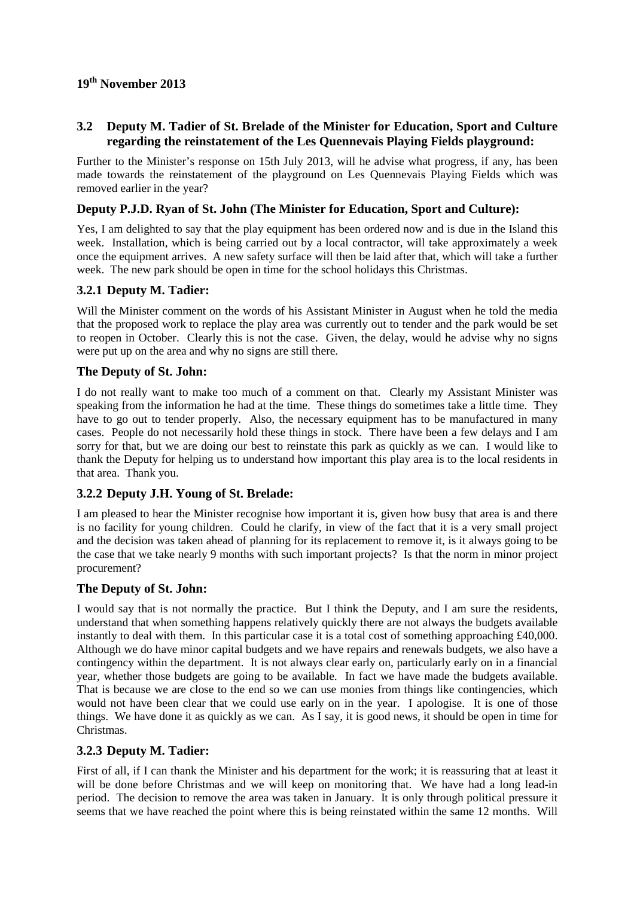**19th November 2013**

### 3.2 Deputy M. Tadier of St. Brelade of the Minister for Education, Sport and Culture regarding the reinstatement of the Les Quennevais Playing Fields playground:

Further to the Minister's response on 15th July 2013, will he advise what progress, if any, has been made towards the reinstatement of the playground on Les Quennevais Playing Fields which was removed earlier in the year?

### Deputy P.J.D. Ryan of St. John (The Minister for Education, Sport and Culture):

Yes, I am delighted to say that the play equipment has been ordered now and is due in the Island this week. Installation, which is being carried out by a local contractor, will take approximately a week once the equipment arrives. A new safety surface will then be laid after that, which will take a further week. The new park should be open in time for the school holidays this Christmas.

### 3.2.1 Deputy M. Tadier:

Will the Minister comment on the words of his Assistant Minister in August when he told the media that the proposed work to replace the play area was currently out to tender and the park would be set to reopen in October. Clearly this is not the case. Given, the delay, would he advise why no signs were put up on the area and why no signs are still there.

### The Deputy of St. John:

I do not really want to make too much of a comment on that. Clearly my Assistant Minister was speaking from the information he had at the time. These things do sometimes take a little time. They have to go out to tender properly. Also, the necessary equipment has to be manufactured in many cases. People do not necessarily hold these things in stock. There have been a few delays and I am sorry for that, but we are doing our best to reinstate this park as quickly as we can. I would like to thank the Deputy for helping us to understand how important this play area is to the local residents in that area. Thank you.

### 3.2.2 Deputy J.H. Young of St. Brelade:

I am pleased to hear the Minister recognise how important it is, given how busy that area is and there is no facility for young children. Could he clarify, in view of the fact that it is a very small project and the decision was taken ahead of planning for its replacement to remove it, is it always going to be the case that we take nearly 9 months with such important projects? Is that the norm in minor project procurement?

### The Deputy of St. John:

I would say that is not normally the practice. But I think the Deputy, and I am sure the residents, understand that when something happens relatively quickly there are not always the budgets available instantly to deal with them. In this particular case it is a total cost of something approaching £40,000. Although we do have minor capital budgets and we have repairs and renewals budgets, we also have a contingency within the department. It is not always clear early on, particularly early on in a financial year, whether those budgets are going to be available. In fact we have made the budgets available. That is because we are close to the end so we can use monies from things like contingencies, which would not have been clear that we could use early on in the year. I apologise. It is one of those things. We have done it as quickly as we can. As I say, it is good news, it should be open in time for Christmas.

### 3.2.3 Deputy M. Tadier:

First of all, if I can thank the Minister and his department for the work; it is reassuring that at least it will be done before Christmas and we will keep on monitoring that. We have had a long lead-in period. The decision to remove the area was taken in January. It is only through political pressure it seems that we have reached the point where this is being reinstated within the same 12 months. Will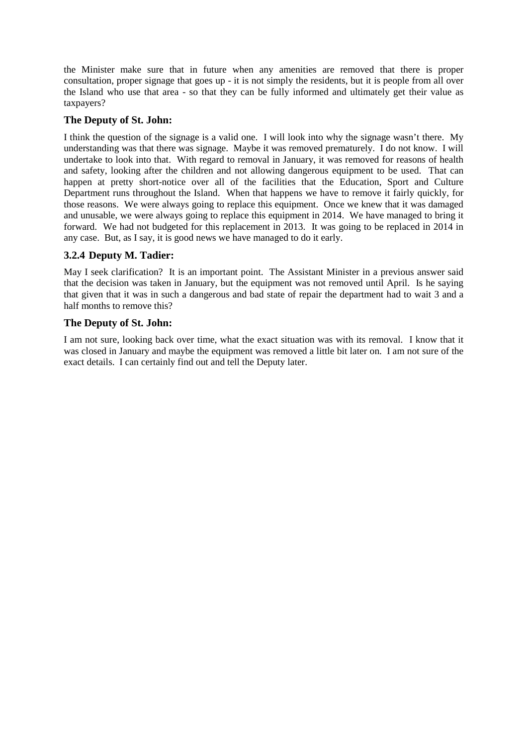the Minister make sure that in future when any amenities are removed that there is proper consultation, proper signage that goes up - it is not simply the residents, but it is people from all over the Island who use that area - so that they can be fully informed and ultimately get their value as taxpayers?

### The Deputy of St. John:

I think the question of the signage is a valid one. I will look into why the signage wasn't there. My understanding was that there was signage. Maybe it was removed prematurely. I do not know. I will undertake to look into that. With regard to removal in January, it was removed for reasons of health and safety, looking after the children and not allowing dangerous equipment to be used. That can happen at pretty short-notice over all of the facilities that the Education, Sport and Culture Department runs throughout the Island. When that happens we have to remove it fairly quickly, for those reasons. We were always going to replace this equipment. Once we knew that it was damaged and unusable, we were always going to replace this equipment in 2014. We have managed to bring it forward. We had not budgeted for this replacement in 2013. It was going to be replaced in 2014 in any case. But, as I say, it is good news we have managed to do it early.

### 3.2.4 Deputy M. Tadier:

May I seek clarification? It is an important point. The Assistant Minister in a previous answer said that the decision was taken in January, but the equipment was not removed until April. Is he saying that given that it was in such a dangerous and bad state of repair the department had to wait 3 and a half months to remove this?

### The Deputy of St. John:

I am not sure, looking back over time, what the exact situation was with its removal. I know that it was closed in January and maybe the equipment was removed a little bit later on. I am not sure of the exact details. I can certainly find out and tell the Deputy later.